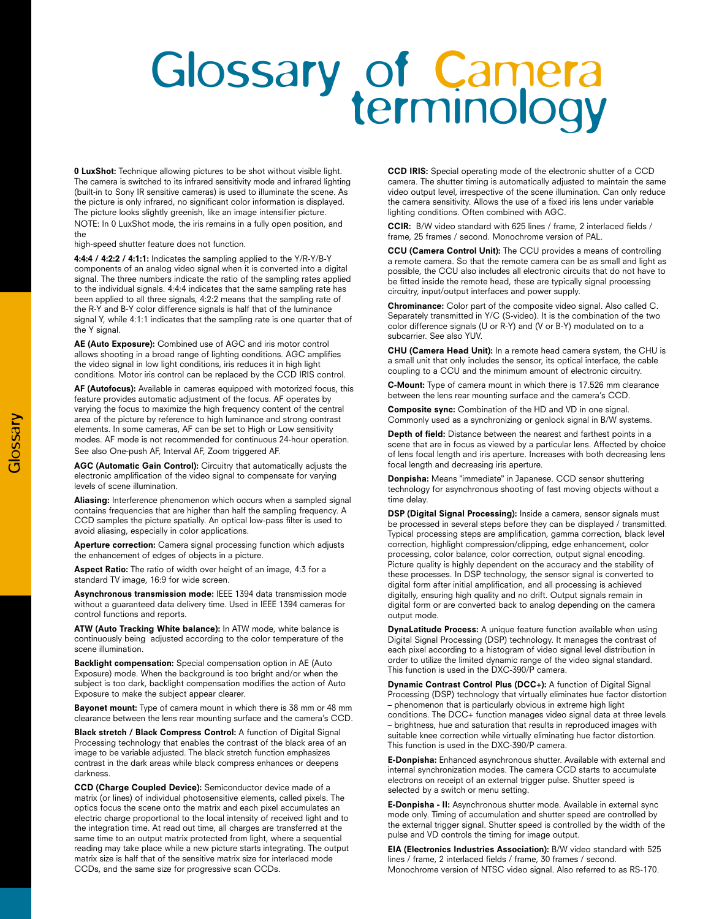# Glossary of Camera terminology

**0 LuxShot:** Technique allowing pictures to be shot without visible light. The camera is switched to its infrared sensitivity mode and infrared lighting (built-in to Sony IR sensitive cameras) is used to illuminate the scene. As the picture is only infrared, no significant color information is displayed. The picture looks slightly greenish, like an image intensifier picture.
NOTE: In 0 LuxShot mode, the iris remains in a fully open position, and the
high-speed shutter feature does not function.

**4:4:4 / 4:2:2 / 4:1:1:** Indicates the sampling applied to the Y/R-Y/B-Y components of an analog video signal when it is converted into a digital signal. The three numbers indicate the ratio of the sampling rates applied to the individual signals. 4:4:4 indicates that the same sampling rate has been applied to all three signals, 4:2:2 means that the sampling rate of the R-Y and B-Y color difference signals is half that of the luminance signal Y, while 4:1:1 indicates that the sampling rate is one quarter that of the Y signal.

**AE (Auto Exposure):** Combined use of AGC and iris motor control allows shooting in a broad range of lighting conditions. AGC amplifies the video signal in low light conditions, iris reduces it in high light conditions. Motor iris control can be replaced by the CCD IRIS control.

**AF (Autofocus):** Available in cameras equipped with motorized focus, this feature provides automatic adjustment of the focus. AF operates by varying the focus to maximize the high frequency content of the central area of the picture by reference to high luminance and strong contrast elements. In some cameras, AF can be set to High or Low sensitivity modes. AF mode is not recommended for continuous 24-hour operation. See also One-push AF, Interval AF, Zoom triggered AF.

**AGC (Automatic Gain Control):** Circuitry that automatically adjusts the electronic amplification of the video signal to compensate for varying levels of scene illumination.

**Aliasing:** Interference phenomenon which occurs when a sampled signal contains frequencies that are higher than half the sampling frequency. A CCD samples the picture spatially. An optical low-pass filter is used to avoid aliasing, especially in color applications.

**Aperture correction:** Camera signal processing function which adjusts the enhancement of edges of objects in a picture.

**Aspect Ratio:** The ratio of width over height of an image, 4:3 for a standard TV image, 16:9 for wide screen.

**Asynchronous transmission mode:** IEEE 1394 data transmission mode without a guaranteed data delivery time. Used in IEEE 1394 cameras for control functions and reports.

**ATW (Auto Tracking White balance):** In ATW mode, white balance is continuously being adjusted according to the color temperature of the scene illumination.

**Backlight compensation:** Special compensation option in AE (Auto Exposure) mode. When the background is too bright and/or when the subject is too dark, backlight compensation modifies the action of Auto Exposure to make the subject appear clearer.

**Bayonet mount:** Type of camera mount in which there is 38 mm or 48 mm clearance between the lens rear mounting surface and the camera's CCD.

**Black stretch / Black Compress Control:** A function of Digital Signal Processing technology that enables the contrast of the black area of an image to be variable adjusted. The black stretch function emphasizes contrast in the dark areas while black compress enhances or deepens darkness.

**CCD (Charge Coupled Device):** Semiconductor device made of a matrix (or lines) of individual photosensitive elements, called pixels. The optics focus the scene onto the matrix and each pixel accumulates an electric charge proportional to the local intensity of received light and to the integration time. At read out time, all charges are transferred at the same time to an output matrix protected from light, where a sequential reading may take place while a new picture starts integrating. The output matrix size is half that of the sensitive matrix size for interlaced mode CCDs, and the same size for progressive scan CCDs.

**CCD IRIS:** Special operating mode of the electronic shutter of a CCD camera. The shutter timing is automatically adjusted to maintain the same video output level, irrespective of the scene illumination. Can only reduce the camera sensitivity. Allows the use of a fixed iris lens under variable lighting conditions. Often combined with AGC.

**CCIR:** B/W video standard with 625 lines / frame, 2 interlaced fields / frame, 25 frames / second. Monochrome version of PAL.

**CCU (Camera Control Unit):** The CCU provides a means of controlling a remote camera. So that the remote camera can be as small and light as possible, the CCU also includes all electronic circuits that do not have to be fitted inside the remote head, these are typically signal processing circuitry, input/output interfaces and power supply.

**Chrominance:** Color part of the composite video signal. Also called C. Separately transmitted in Y/C (S-video). It is the combination of the two color difference signals (U or R-Y) and (V or B-Y) modulated on to a subcarrier. See also YUV.

**CHU (Camera Head Unit):** In a remote head camera system, the CHU is a small unit that only includes the sensor, its optical interface, the cable coupling to a CCU and the minimum amount of electronic circuitry.

**C-Mount:** Type of camera mount in which there is 17.526 mm clearance between the lens rear mounting surface and the camera's CCD.

**Composite sync:** Combination of the HD and VD in one signal. Commonly used as a synchronizing or genlock signal in B/W systems.

**Depth of field:** Distance between the nearest and farthest points in a scene that are in focus as viewed by a particular lens. Affected by choice of lens focal length and iris aperture. Increases with both decreasing lens focal length and decreasing iris aperture.

**Donpisha:** Means "immediate" in Japanese. CCD sensor shuttering technology for asynchronous shooting of fast moving objects without a time delay.

**DSP (Digital Signal Processing):** Inside a camera, sensor signals must be processed in several steps before they can be displayed / transmitted. Typical processing steps are amplification, gamma correction, black level correction, highlight compression/clipping, edge enhancement, color processing, color balance, color correction, output signal encoding. Picture quality is highly dependent on the accuracy and the stability of these processes. In DSP technology, the sensor signal is converted to digital form after initial amplification, and all processing is achieved digitally, ensuring high quality and no drift. Output signals remain in digital form or are converted back to analog depending on the camera output mode.

**DynaLatitude Process:** A unique feature function available when using Digital Signal Processing (DSP) technology. It manages the contrast of each pixel according to a histogram of video signal level distribution in order to utilize the limited dynamic range of the video signal standard. This function is used in the DXC-390/P camera.

**Dynamic Contrast Control Plus (DCC+):** A function of Digital Signal Processing (DSP) technology that virtually eliminates hue factor distortion – phenomenon that is particularly obvious in extreme high light conditions. The DCC+ function manages video signal data at three levels – brightness, hue and saturation that results in reproduced images with suitable knee correction while virtually eliminating hue factor distortion. This function is used in the DXC-390/P camera.

**E-Donpisha:** Enhanced asynchronous shutter. Available with external and internal synchronization modes. The camera CCD starts to accumulate electrons on receipt of an external trigger pulse. Shutter speed is selected by a switch or menu setting.

**E-Donpisha - II:** Asynchronous shutter mode. Available in external sync mode only. Timing of accumulation and shutter speed are controlled by the external trigger signal. Shutter speed is controlled by the width of the pulse and VD controls the timing for image output.

**EIA (Electronics Industries Association):** B/W video standard with 525 lines / frame, 2 interlaced fields / frame, 30 frames / second. Monochrome version of NTSC video signal. Also referred to as RS-170.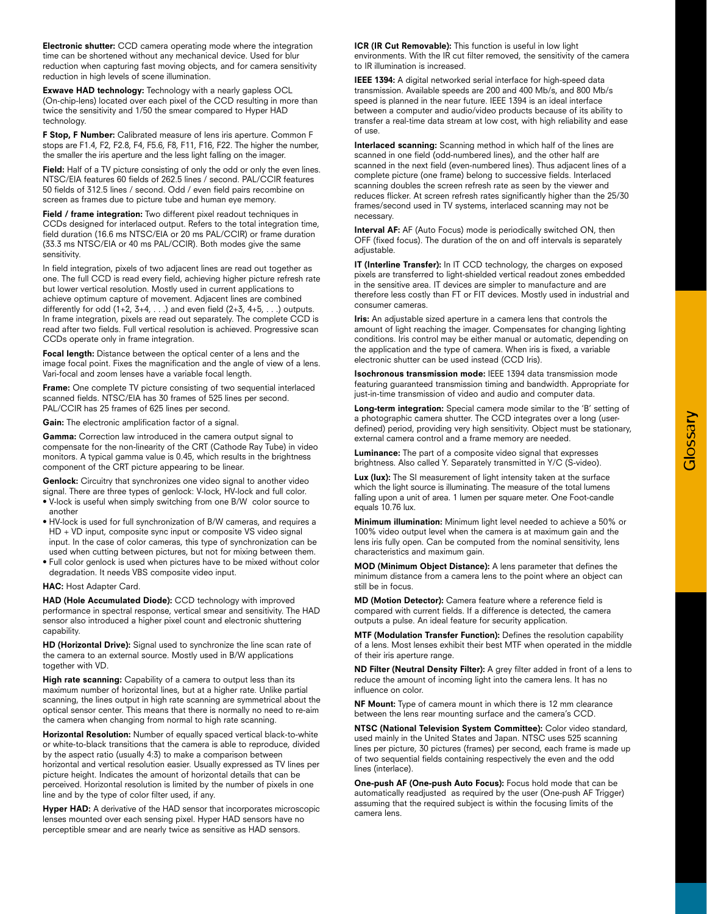**Electronic shutter:** CCD camera operating mode where the integration time can be shortened without any mechanical device. Used for blur reduction when capturing fast moving objects, and for camera sensitivity reduction in high levels of scene illumination.

**Exwave HAD technology:** Technology with a nearly gapless OCL (On-chip-lens) located over each pixel of the CCD resulting in more than twice the sensitivity and 1/50 the smear compared to Hyper HAD technology.

**F Stop, F Number:** Calibrated measure of lens iris aperture. Common F stops are F1.4, F2, F2.8, F4, F5.6, F8, F11, F16, F22. The higher the number, the smaller the iris aperture and the less light falling on the imager.

**Field:** Half of a TV picture consisting of only the odd or only the even lines. NTSC/EIA features 60 fields of 262.5 lines / second. PAL/CCIR features 50 fields of 312.5 lines / second. Odd / even field pairs recombine on screen as frames due to picture tube and human eye memory.

**Field / frame integration:** Two different pixel readout techniques in CCDs designed for interlaced output. Refers to the total integration time, field duration (16.6 ms NTSC/EIA or 20 ms PAL/CCIR) or frame duration (33.3 ms NTSC/EIA or 40 ms PAL/CCIR). Both modes give the same sensitivity.

In field integration, pixels of two adjacent lines are read out together as one. The full CCD is read every field, achieving higher picture refresh rate but lower vertical resolution. Mostly used in current applications to achieve optimum capture of movement. Adjacent lines are combined differently for odd (1+2, 3+4, . . .) and even field (2+3, 4+5, . . .) outputs. In frame integration, pixels are read out separately. The complete CCD is read after two fields. Full vertical resolution is achieved. Progressive scan CCDs operate only in frame integration.

**Focal length:** Distance between the optical center of a lens and the image focal point. Fixes the magnification and the angle of view of a lens. Vari-focal and zoom lenses have a variable focal length.

**Frame:** One complete TV picture consisting of two sequential interlaced scanned fields. NTSC/EIA has 30 frames of 525 lines per second. PAL/CCIR has 25 frames of 625 lines per second.

**Gain:** The electronic amplification factor of a signal.

**Gamma:** Correction law introduced in the camera output signal to compensate for the non-linearity of the CRT (Cathode Ray Tube) in video monitors. A typical gamma value is 0.45, which results in the brightness component of the CRT picture appearing to be linear.

**Genlock:** Circuitry that synchronizes one video signal to another video signal. There are three types of genlock: V-lock, HV-lock and full color.

- V-lock is useful when simply switching from one B/W color source to another
- HV-lock is used for full synchronization of B/W cameras, and requires a HD + VD input, composite sync input or composite VS video signal input. In the case of color cameras, this type of synchronization can be used when cutting between pictures, but not for mixing between them.
- Full color genlock is used when pictures have to be mixed without color degradation. It needs VBS composite video input.

**HAC:** Host Adapter Card.

**HAD (Hole Accumulated Diode):** CCD technology with improved performance in spectral response, vertical smear and sensitivity. The HAD sensor also introduced a higher pixel count and electronic shuttering capability.

**HD (Horizontal Drive):** Signal used to synchronize the line scan rate of the camera to an external source. Mostly used in B/W applications together with VD.

**High rate scanning:** Capability of a camera to output less than its maximum number of horizontal lines, but at a higher rate. Unlike partial scanning, the lines output in high rate scanning are symmetrical about the optical sensor center. This means that there is normally no need to re-aim the camera when changing from normal to high rate scanning.

**Horizontal Resolution:** Number of equally spaced vertical black-to-white or white-to-black transitions that the camera is able to reproduce, divided by the aspect ratio (usually 4:3) to make a comparison between horizontal and vertical resolution easier. Usually expressed as TV lines per picture height. Indicates the amount of horizontal details that can be perceived. Horizontal resolution is limited by the number of pixels in one line and by the type of color filter used, if any.

**Hyper HAD:** A derivative of the HAD sensor that incorporates microscopic lenses mounted over each sensing pixel. Hyper HAD sensors have no perceptible smear and are nearly twice as sensitive as HAD sensors.

**ICR (IR Cut Removable):** This function is useful in low light environments. With the IR cut filter removed, the sensitivity of the camera to IR illumination is increased.

**IEEE 1394:** A digital networked serial interface for high-speed data transmission. Available speeds are 200 and 400 Mb/s, and 800 Mb/s speed is planned in the near future. IEEE 1394 is an ideal interface between a computer and audio/video products because of its ability to transfer a real-time data stream at low cost, with high reliability and ease of use.

**Interlaced scanning:** Scanning method in which half of the lines are scanned in one field (odd-numbered lines), and the other half are scanned in the next field (even-numbered lines). Thus adjacent lines of a complete picture (one frame) belong to successive fields. Interlaced scanning doubles the screen refresh rate as seen by the viewer and reduces flicker. At screen refresh rates significantly higher than the 25/30 frames/second used in TV systems, interlaced scanning may not be necessary.

**Interval AF:** AF (Auto Focus) mode is periodically switched ON, then OFF (fixed focus). The duration of the on and off intervals is separately adjustable.

**IT (Interline Transfer):** In IT CCD technology, the charges on exposed pixels are transferred to light-shielded vertical readout zones embedded in the sensitive area. IT devices are simpler to manufacture and are therefore less costly than FT or FIT devices. Mostly used in industrial and consumer cameras.

**Iris:** An adjustable sized aperture in a camera lens that controls the amount of light reaching the imager. Compensates for changing lighting conditions. Iris control may be either manual or automatic, depending on the application and the type of camera. When iris is fixed, a variable electronic shutter can be used instead (CCD Iris).

**Isochronous transmission mode:** IEEE 1394 data transmission mode featuring guaranteed transmission timing and bandwidth. Appropriate for just-in-time transmission of video and audio and computer data.

**Long-term integration:** Special camera mode similar to the 'B' setting of a photographic camera shutter. The CCD integrates over a long (user-defined) period, providing very high sensitivity. Object must be stationary, external camera control and a frame memory are needed.

**Luminance:** The part of a composite video signal that expresses brightness. Also called Y. Separately transmitted in Y/C (S-video).

**Lux (lux):** The SI measurement of light intensity taken at the surface which the light source is illuminating. The measure of the total lumens falling upon a unit of area. 1 lumen per square meter. One Foot-candle equals 10.76 lux.

**Minimum illumination:** Minimum light level needed to achieve a 50% or 100% video output level when the camera is at maximum gain and the lens iris fully open. Can be computed from the nominal sensitivity, lens characteristics and maximum gain.

**MOD (Minimum Object Distance):** A lens parameter that defines the minimum distance from a camera lens to the point where an object can still be in focus.

**MD (Motion Detector):** Camera feature where a reference field is compared with current fields. If a difference is detected, the camera outputs a pulse. An ideal feature for security application.

**MTF (Modulation Transfer Function):** Defines the resolution capability of a lens. Most lenses exhibit their best MTF when operated in the middle of their iris aperture range.

**ND Filter (Neutral Density Filter):** A grey filter added in front of a lens to reduce the amount of incoming light into the camera lens. It has no influence on color.

**NF Mount:** Type of camera mount in which there is 12 mm clearance between the lens rear mounting surface and the camera's CCD.

**NTSC (National Television System Committee):** Color video standard, used mainly in the United States and Japan. NTSC uses 525 scanning lines per picture, 30 pictures (frames) per second, each frame is made up of two sequential fields containing respectively the even and the odd lines (interlace).

**One-push AF (One-push Auto Focus):** Focus hold mode that can be automatically readjusted as required by the user (One-push AF Trigger) assuming that the required subject is within the focusing limits of the camera lens.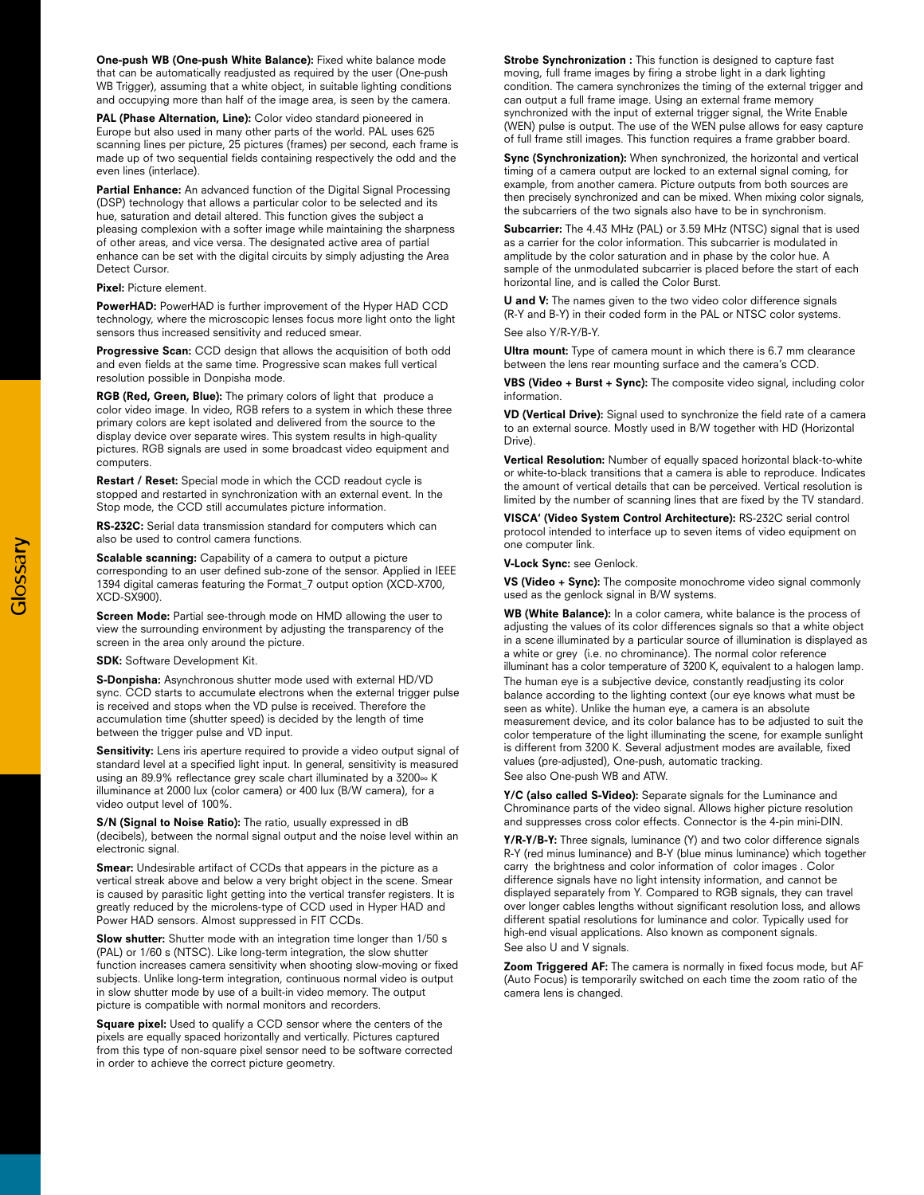**One-push WB (One-push White Balance):** Fixed white balance mode that can be automatically readjusted as required by the user (One-push WB Trigger), assuming that a white object, in suitable lighting conditions and occupying more than half of the image area, is seen by the camera.

**PAL (Phase Alternation, Line):** Color video standard pioneered in Europe but also used in many other parts of the world. PAL uses 625 scanning lines per picture, 25 pictures (frames) per second, each frame is made up of two sequential fields containing respectively the odd and the even lines (interlace).

**Partial Enhance:** An advanced function of the Digital Signal Processing (DSP) technology that allows a particular color to be selected and its hue, saturation and detail altered. This function gives the subject a pleasing complexion with a softer image while maintaining the sharpness of other areas, and vice versa. The designated active area of partial enhance can be set with the digital circuits by simply adjusting the Area Detect Cursor.

**Pixel:** Picture element.

**PowerHAD:** PowerHAD is further improvement of the Hyper HAD CCD technology, where the microscopic lenses focus more light onto the light sensors thus increased sensitivity and reduced smear.

**Progressive Scan:** CCD design that allows the acquisition of both odd and even fields at the same time. Progressive scan makes full vertical resolution possible in Donpisha mode.

**RGB (Red, Green, Blue):** The primary colors of light that produce a color video image. In video, RGB refers to a system in which these three primary colors are kept isolated and delivered from the source to the display device over separate wires. This system results in high-quality pictures. RGB signals are used in some broadcast video equipment and computers.

**Restart / Reset:** Special mode in which the CCD readout cycle is stopped and restarted in synchronization with an external event. In the Stop mode, the CCD still accumulates picture information.

**RS-232C:** Serial data transmission standard for computers which can also be used to control camera functions.

**Scalable scanning:** Capability of a camera to output a picture corresponding to an user defined sub-zone of the sensor. Applied in IEEE 1394 digital cameras featuring the Format_7 output option (XCD-X700, XCD-SX900).

**Screen Mode:** Partial see-through mode on HMD allowing the user to view the surrounding environment by adjusting the transparency of the screen in the area only around the picture.

**SDK:** Software Development Kit.

**S-Donpisha:** Asynchronous shutter mode used with external HD/VD sync. CCD starts to accumulate electrons when the external trigger pulse is received and stops when the VD pulse is received. Therefore the accumulation time (shutter speed) is decided by the length of time between the trigger pulse and VD input.

**Sensitivity:** Lens iris aperture required to provide a video output signal of standard level at a specified light input. In general, sensitivity is measured using an 89.9% reflectance grey scale chart illuminated by a 3200∞ K illuminance at 2000 lux (color camera) or 400 lux (B/W camera), for a video output level of 100%.

**S/N (Signal to Noise Ratio):** The ratio, usually expressed in dB (decibels), between the normal signal output and the noise level within an electronic signal.

**Smear:** Undesirable artifact of CCDs that appears in the picture as a vertical streak above and below a very bright object in the scene. Smear is caused by parasitic light getting into the vertical transfer registers. It is greatly reduced by the microlens-type of CCD used in Hyper HAD and Power HAD sensors. Almost suppressed in FIT CCDs.

**Slow shutter:** Shutter mode with an integration time longer than 1/50 s (PAL) or 1/60 s (NTSC). Like long-term integration, the slow shutter function increases camera sensitivity when shooting slow-moving or fixed subjects. Unlike long-term integration, continuous normal video is output in slow shutter mode by use of a built-in video memory. The output picture is compatible with normal monitors and recorders.

**Square pixel:** Used to qualify a CCD sensor where the centers of the pixels are equally spaced horizontally and vertically. Pictures captured from this type of non-square pixel sensor need to be software corrected in order to achieve the correct picture geometry.

**Strobe Synchronization :** This function is designed to capture fast moving, full frame images by firing a strobe light in a dark lighting condition. The camera synchronizes the timing of the external trigger and can output a full frame image. Using an external frame memory synchronized with the input of external trigger signal, the Write Enable (WEN) pulse is output. The use of the WEN pulse allows for easy capture of full frame still images. This function requires a frame grabber board.

**Sync (Synchronization):** When synchronized, the horizontal and vertical timing of a camera output are locked to an external signal coming, for example, from another camera. Picture outputs from both sources are then precisely synchronized and can be mixed. When mixing color signals, the subcarriers of the two signals also have to be in synchronism.

**Subcarrier:** The 4.43 MHz (PAL) or 3.59 MHz (NTSC) signal that is used as a carrier for the color information. This subcarrier is modulated in amplitude by the color saturation and in phase by the color hue. A sample of the unmodulated subcarrier is placed before the start of each horizontal line, and is called the Color Burst.

**U and V:** The names given to the two video color difference signals (R-Y and B-Y) in their coded form in the PAL or NTSC color systems.
See also Y/R-Y/B-Y.

**Ultra mount:** Type of camera mount in which there is 6.7 mm clearance between the lens rear mounting surface and the camera's CCD.

**VBS (Video + Burst + Sync):** The composite video signal, including color information.

**VD (Vertical Drive):** Signal used to synchronize the field rate of a camera to an external source. Mostly used in B/W together with HD (Horizontal Drive).

**Vertical Resolution:** Number of equally spaced horizontal black-to-white or white-to-black transitions that a camera is able to reproduce. Indicates the amount of vertical details that can be perceived. Vertical resolution is limited by the number of scanning lines that are fixed by the TV standard.

**VISCA' (Video System Control Architecture):** RS-232C serial control protocol intended to interface up to seven items of video equipment on one computer link.

**V-Lock Sync:** see Genlock.

**VS (Video + Sync):** The composite monochrome video signal commonly used as the genlock signal in B/W systems.

**WB (White Balance):** In a color camera, white balance is the process of adjusting the values of its color differences signals so that a white object in a scene illuminated by a particular source of illumination is displayed as a white or grey (i.e. no chrominance). The normal color reference illuminant has a color temperature of 3200 K, equivalent to a halogen lamp. The human eye is a subjective device, constantly readjusting its color balance according to the lighting context (our eye knows what must be seen as white). Unlike the human eye, a camera is an absolute measurement device, and its color balance has to be adjusted to suit the color temperature of the light illuminating the scene, for example sunlight is different from 3200 K. Several adjustment modes are available, fixed values (pre-adjusted), One-push, automatic tracking.
See also One-push WB and ATW.

**Y/C (also called S-Video):** Separate signals for the Luminance and Chrominance parts of the video signal. Allows higher picture resolution and suppresses cross color effects. Connector is the 4-pin mini-DIN.

**Y/R-Y/B-Y:** Three signals, luminance (Y) and two color difference signals R-Y (red minus luminance) and B-Y (blue minus luminance) which together carry the brightness and color information of color images . Color difference signals have no light intensity information, and cannot be displayed separately from Y. Compared to RGB signals, they can travel over longer cables lengths without significant resolution loss, and allows different spatial resolutions for luminance and color. Typically used for high-end visual applications. Also known as component signals.
See also U and V signals.

**Zoom Triggered AF:** The camera is normally in fixed focus mode, but AF (Auto Focus) is temporarily switched on each time the zoom ratio of the camera lens is changed.